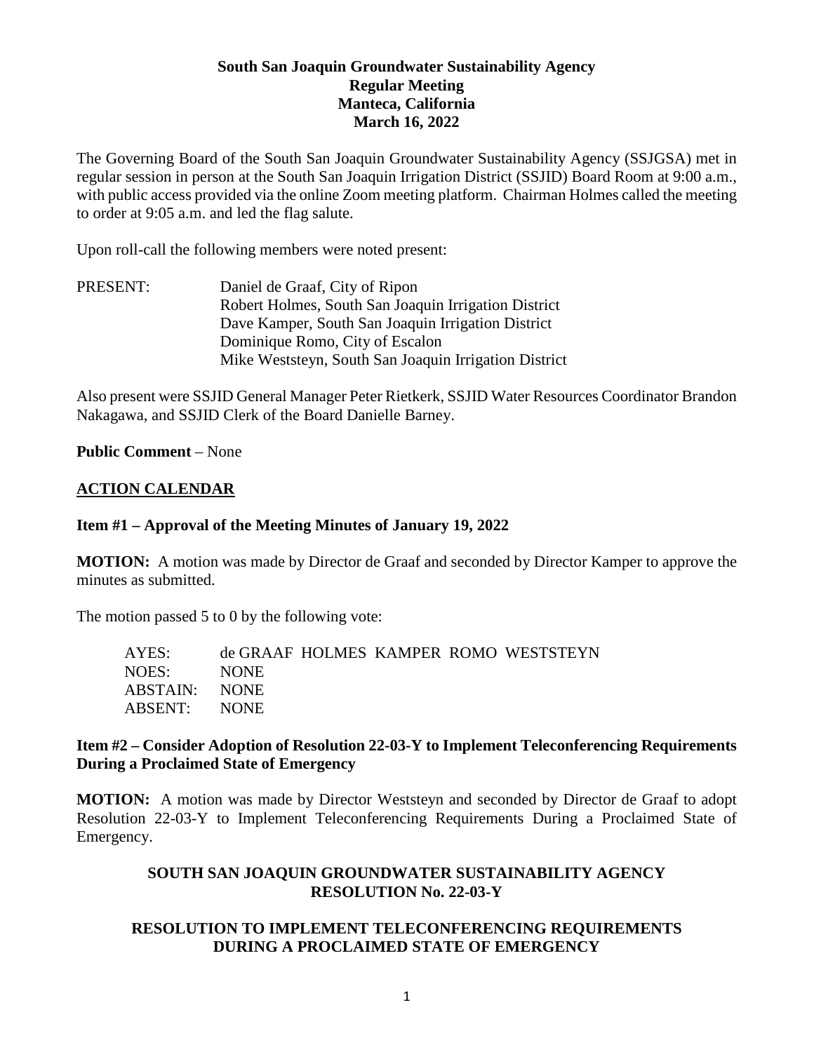**South San Joaquin Groundwater Sustainability Agency**
**Regular Meeting**
**Manteca, California**
**March 16, 2022**

The Governing Board of the South San Joaquin Groundwater Sustainability Agency (SSJGSA) met in regular session in person at the South San Joaquin Irrigation District (SSJID) Board Room at 9:00 a.m., with public access provided via the online Zoom meeting platform. Chairman Holmes called the meeting to order at 9:05 a.m. and led the flag salute.

Upon roll-call the following members were noted present:

PRESENT:
Daniel de Graaf, City of Ripon
Robert Holmes, South San Joaquin Irrigation District
Dave Kamper, South San Joaquin Irrigation District
Dominique Romo, City of Escalon
Mike Weststeyn, South San Joaquin Irrigation District

Also present were SSJID General Manager Peter Rietkerk, SSJID Water Resources Coordinator Brandon Nakagawa, and SSJID Clerk of the Board Danielle Barney.

**Public Comment** – None

**ACTION CALENDAR**

**Item #1 – Approval of the Meeting Minutes of January 19, 2022**

**MOTION:** A motion was made by Director de Graaf and seconded by Director Kamper to approve the minutes as submitted.

The motion passed 5 to 0 by the following vote:

AYES: de GRAAF HOLMES KAMPER ROMO WESTSTEYN
NOES: NONE
ABSTAIN: NONE
ABSENT: NONE

**Item #2 – Consider Adoption of Resolution 22-03-Y to Implement Teleconferencing Requirements During a Proclaimed State of Emergency**

**MOTION:** A motion was made by Director Weststeyn and seconded by Director de Graaf to adopt Resolution 22-03-Y to Implement Teleconferencing Requirements During a Proclaimed State of Emergency.

**SOUTH SAN JOAQUIN GROUNDWATER SUSTAINABILITY AGENCY**
**RESOLUTION No. 22-03-Y**

**RESOLUTION TO IMPLEMENT TELECONFERENCING REQUIREMENTS DURING A PROCLAIMED STATE OF EMERGENCY**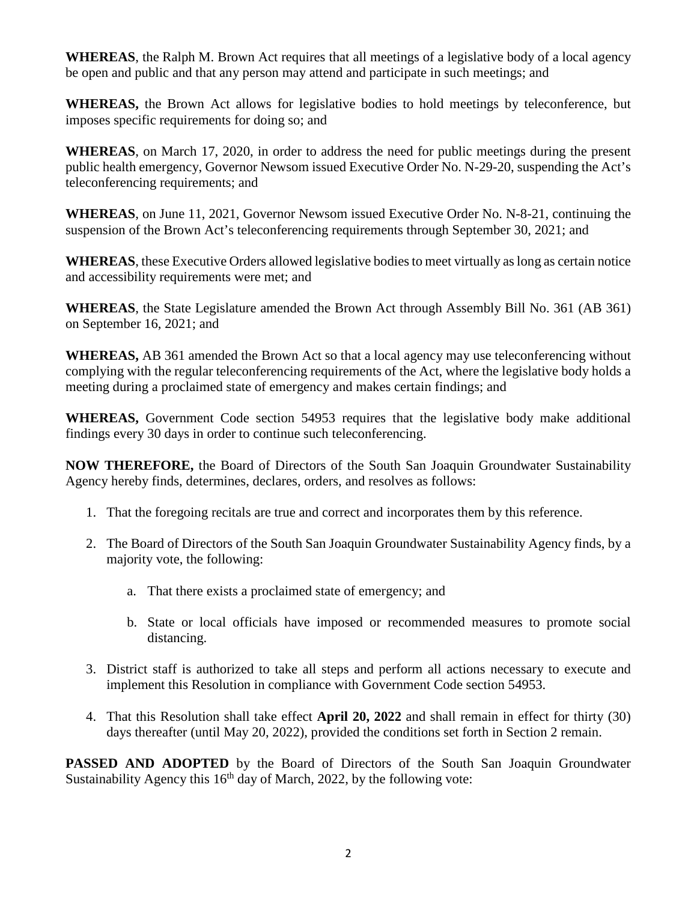**WHEREAS**, the Ralph M. Brown Act requires that all meetings of a legislative body of a local agency be open and public and that any person may attend and participate in such meetings; and

**WHEREAS,** the Brown Act allows for legislative bodies to hold meetings by teleconference, but imposes specific requirements for doing so; and

**WHEREAS**, on March 17, 2020, in order to address the need for public meetings during the present public health emergency, Governor Newsom issued Executive Order No. N-29-20, suspending the Act's teleconferencing requirements; and

**WHEREAS**, on June 11, 2021, Governor Newsom issued Executive Order No. N-8-21, continuing the suspension of the Brown Act's teleconferencing requirements through September 30, 2021; and

**WHEREAS**, these Executive Orders allowed legislative bodies to meet virtually as long as certain notice and accessibility requirements were met; and

**WHEREAS**, the State Legislature amended the Brown Act through Assembly Bill No. 361 (AB 361) on September 16, 2021; and

**WHEREAS,** AB 361 amended the Brown Act so that a local agency may use teleconferencing without complying with the regular teleconferencing requirements of the Act, where the legislative body holds a meeting during a proclaimed state of emergency and makes certain findings; and

**WHEREAS,** Government Code section 54953 requires that the legislative body make additional findings every 30 days in order to continue such teleconferencing.

**NOW THEREFORE,** the Board of Directors of the South San Joaquin Groundwater Sustainability Agency hereby finds, determines, declares, orders, and resolves as follows:

1. That the foregoing recitals are true and correct and incorporates them by this reference.
2. The Board of Directors of the South San Joaquin Groundwater Sustainability Agency finds, by a majority vote, the following:
    a. That there exists a proclaimed state of emergency; and
    b. State or local officials have imposed or recommended measures to promote social distancing.
3. District staff is authorized to take all steps and perform all actions necessary to execute and implement this Resolution in compliance with Government Code section 54953.
4. That this Resolution shall take effect **April 20, 2022** and shall remain in effect for thirty (30) days thereafter (until May 20, 2022), provided the conditions set forth in Section 2 remain.

**PASSED AND ADOPTED** by the Board of Directors of the South San Joaquin Groundwater Sustainability Agency this 16th day of March, 2022, by the following vote: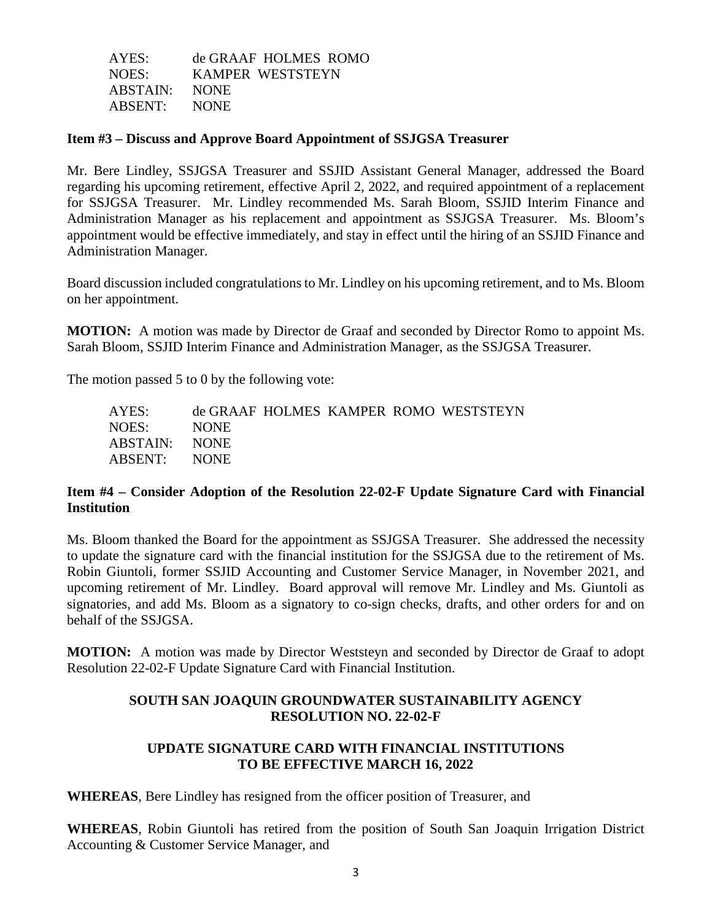| | |
|---|---|
| AYES: | de GRAAF HOLMES ROMO |
| NOES: | KAMPER WESTSTEYN |
| ABSTAIN: | NONE |
| ABSENT: | NONE |

**Item #3 – Discuss and Approve Board Appointment of SSJGSA Treasurer**

Mr. Bere Lindley, SSJGSA Treasurer and SSJID Assistant General Manager, addressed the Board regarding his upcoming retirement, effective April 2, 2022, and required appointment of a replacement for SSJGSA Treasurer. Mr. Lindley recommended Ms. Sarah Bloom, SSJID Interim Finance and Administration Manager as his replacement and appointment as SSJGSA Treasurer. Ms. Bloom's appointment would be effective immediately, and stay in effect until the hiring of an SSJID Finance and Administration Manager.

Board discussion included congratulations to Mr. Lindley on his upcoming retirement, and to Ms. Bloom on her appointment.

**MOTION:** A motion was made by Director de Graaf and seconded by Director Romo to appoint Ms. Sarah Bloom, SSJID Interim Finance and Administration Manager, as the SSJGSA Treasurer.

The motion passed 5 to 0 by the following vote:

| | |
|---|---|
| AYES: | de GRAAF HOLMES KAMPER ROMO WESTSTEYN |
| NOES: | NONE |
| ABSTAIN: | NONE |
| ABSENT: | NONE |

**Item #4 – Consider Adoption of the Resolution 22-02-F Update Signature Card with Financial Institution**

Ms. Bloom thanked the Board for the appointment as SSJGSA Treasurer. She addressed the necessity to update the signature card with the financial institution for the SSJGSA due to the retirement of Ms. Robin Giuntoli, former SSJID Accounting and Customer Service Manager, in November 2021, and upcoming retirement of Mr. Lindley. Board approval will remove Mr. Lindley and Ms. Giuntoli as signatories, and add Ms. Bloom as a signatory to co-sign checks, drafts, and other orders for and on behalf of the SSJGSA.

**MOTION:** A motion was made by Director Weststeyn and seconded by Director de Graaf to adopt Resolution 22-02-F Update Signature Card with Financial Institution.

**SOUTH SAN JOAQUIN GROUNDWATER SUSTAINABILITY AGENCY RESOLUTION NO. 22-02-F**

**UPDATE SIGNATURE CARD WITH FINANCIAL INSTITUTIONS TO BE EFFECTIVE MARCH 16, 2022**

**WHEREAS**, Bere Lindley has resigned from the officer position of Treasurer, and

**WHEREAS**, Robin Giuntoli has retired from the position of South San Joaquin Irrigation District Accounting & Customer Service Manager, and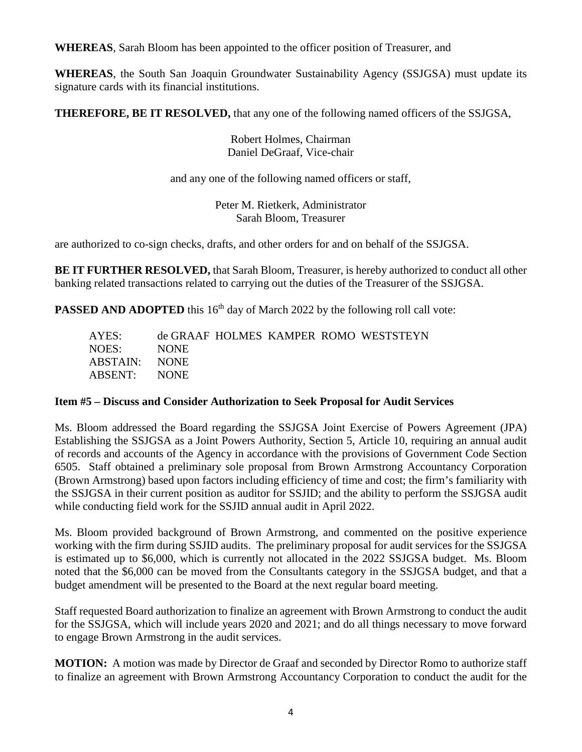**WHEREAS**, Sarah Bloom has been appointed to the officer position of Treasurer, and

**WHEREAS**, the South San Joaquin Groundwater Sustainability Agency (SSJGSA) must update its signature cards with its financial institutions.

**THEREFORE, BE IT RESOLVED,** that any one of the following named officers of the SSJGSA,

Robert Holmes, Chairman
Daniel DeGraaf, Vice-chair

and any one of the following named officers or staff,

Peter M. Rietkerk, Administrator
Sarah Bloom, Treasurer

are authorized to co-sign checks, drafts, and other orders for and on behalf of the SSJGSA.

**BE IT FURTHER RESOLVED,** that Sarah Bloom, Treasurer, is hereby authorized to conduct all other banking related transactions related to carrying out the duties of the Treasurer of the SSJGSA.

**PASSED AND ADOPTED** this 16th day of March 2022 by the following roll call vote:

AYES: de GRAAF HOLMES KAMPER ROMO WESTSTEYN
NOES: NONE
ABSTAIN: NONE
ABSENT: NONE

**Item #5 – Discuss and Consider Authorization to Seek Proposal for Audit Services**

Ms. Bloom addressed the Board regarding the SSJGSA Joint Exercise of Powers Agreement (JPA) Establishing the SSJGSA as a Joint Powers Authority, Section 5, Article 10, requiring an annual audit of records and accounts of the Agency in accordance with the provisions of Government Code Section 6505. Staff obtained a preliminary sole proposal from Brown Armstrong Accountancy Corporation (Brown Armstrong) based upon factors including efficiency of time and cost; the firm's familiarity with the SSJGSA in their current position as auditor for SSJID; and the ability to perform the SSJGSA audit while conducting field work for the SSJID annual audit in April 2022.

Ms. Bloom provided background of Brown Armstrong, and commented on the positive experience working with the firm during SSJID audits. The preliminary proposal for audit services for the SSJGSA is estimated up to $6,000, which is currently not allocated in the 2022 SSJGSA budget. Ms. Bloom noted that the $6,000 can be moved from the Consultants category in the SSJGSA budget, and that a budget amendment will be presented to the Board at the next regular board meeting.

Staff requested Board authorization to finalize an agreement with Brown Armstrong to conduct the audit for the SSJGSA, which will include years 2020 and 2021; and do all things necessary to move forward to engage Brown Armstrong in the audit services.

**MOTION:** A motion was made by Director de Graaf and seconded by Director Romo to authorize staff to finalize an agreement with Brown Armstrong Accountancy Corporation to conduct the audit for the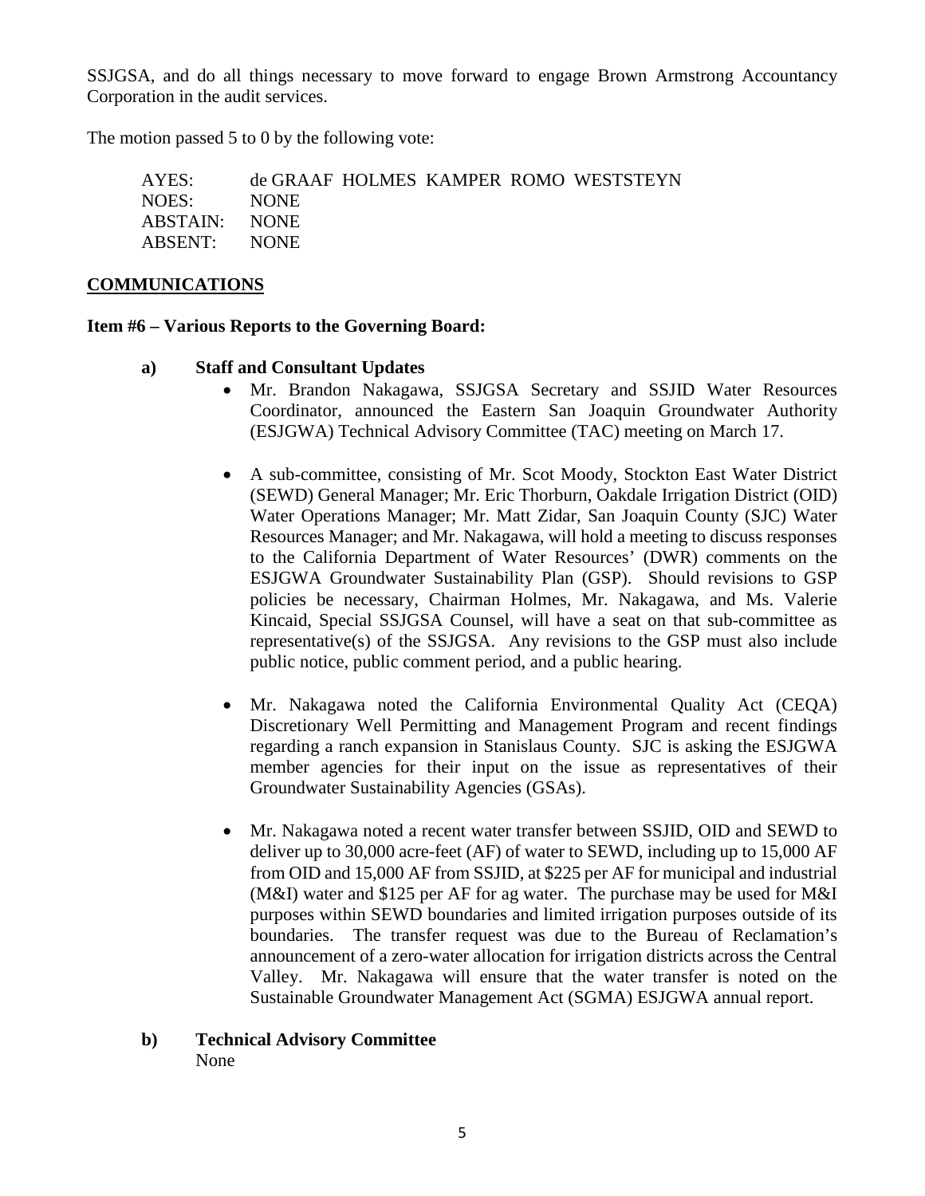SSJGSA, and do all things necessary to move forward to engage Brown Armstrong Accountancy Corporation in the audit services.

The motion passed 5 to 0 by the following vote:

AYES: de GRAAF HOLMES KAMPER ROMO WESTSTEYN
NOES: NONE
ABSTAIN: NONE
ABSENT: NONE

**COMMUNICATIONS**

**Item #6 – Various Reports to the Governing Board:**

**a) Staff and Consultant Updates**

- Mr. Brandon Nakagawa, SSJGSA Secretary and SSJID Water Resources Coordinator, announced the Eastern San Joaquin Groundwater Authority (ESJGWA) Technical Advisory Committee (TAC) meeting on March 17.

- A sub-committee, consisting of Mr. Scot Moody, Stockton East Water District (SEWD) General Manager; Mr. Eric Thorburn, Oakdale Irrigation District (OID) Water Operations Manager; Mr. Matt Zidar, San Joaquin County (SJC) Water Resources Manager; and Mr. Nakagawa, will hold a meeting to discuss responses to the California Department of Water Resources' (DWR) comments on the ESJGWA Groundwater Sustainability Plan (GSP). Should revisions to GSP policies be necessary, Chairman Holmes, Mr. Nakagawa, and Ms. Valerie Kincaid, Special SSJGSA Counsel, will have a seat on that sub-committee as representative(s) of the SSJGSA. Any revisions to the GSP must also include public notice, public comment period, and a public hearing.

- Mr. Nakagawa noted the California Environmental Quality Act (CEQA) Discretionary Well Permitting and Management Program and recent findings regarding a ranch expansion in Stanislaus County. SJC is asking the ESJGWA member agencies for their input on the issue as representatives of their Groundwater Sustainability Agencies (GSAs).

- Mr. Nakagawa noted a recent water transfer between SSJID, OID and SEWD to deliver up to 30,000 acre-feet (AF) of water to SEWD, including up to 15,000 AF from OID and 15,000 AF from SSJID, at $225 per AF for municipal and industrial (M&I) water and $125 per AF for ag water. The purchase may be used for M&I purposes within SEWD boundaries and limited irrigation purposes outside of its boundaries. The transfer request was due to the Bureau of Reclamation's announcement of a zero-water allocation for irrigation districts across the Central Valley. Mr. Nakagawa will ensure that the water transfer is noted on the Sustainable Groundwater Management Act (SGMA) ESJGWA annual report.

**b) Technical Advisory Committee**

None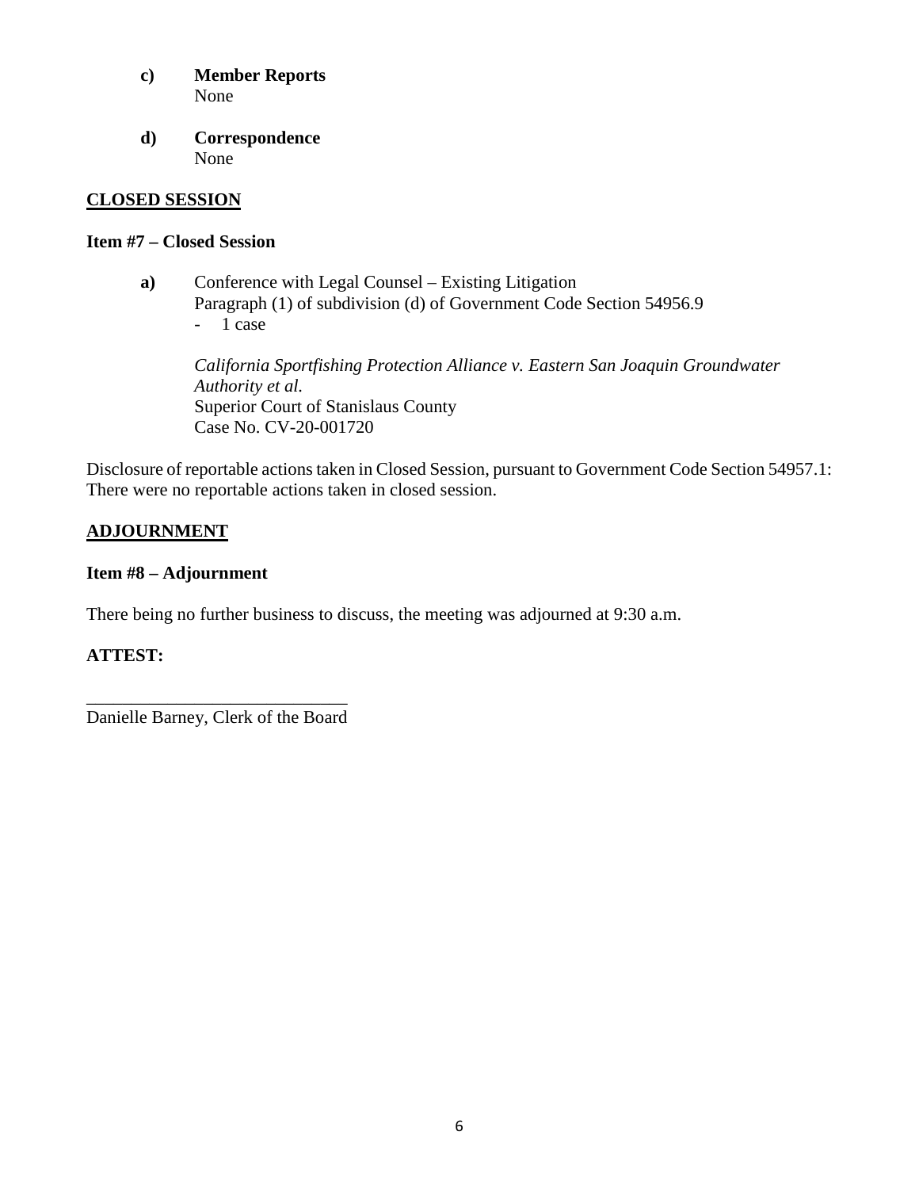**c) Member Reports**
None

**d) Correspondence**
None

## CLOSED SESSION

### Item #7 – Closed Session

**a)** Conference with Legal Counsel – Existing Litigation
Paragraph (1) of subdivision (d) of Government Code Section 54956.9
- 1 case

*California Sportfishing Protection Alliance v. Eastern San Joaquin Groundwater Authority et al.*
Superior Court of Stanislaus County
Case No. CV-20-001720

Disclosure of reportable actions taken in Closed Session, pursuant to Government Code Section 54957.1: There were no reportable actions taken in closed session.

## ADJOURNMENT

### Item #8 – Adjournment

There being no further business to discuss, the meeting was adjourned at 9:30 a.m.

**ATTEST:**

______________________________
Danielle Barney, Clerk of the Board